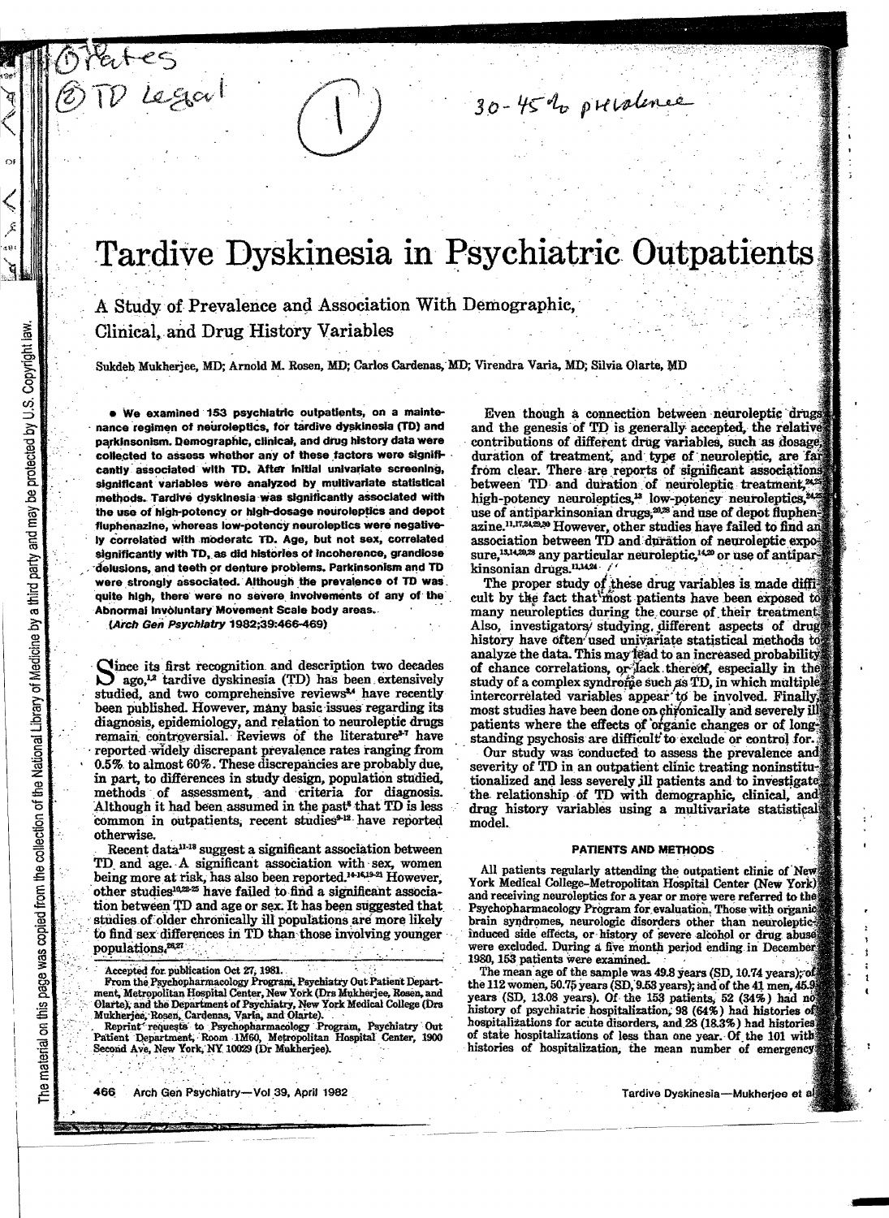# Tardive Dyskinesia in Psychiatric Outpatients

## A Study of Prevalence and Association With Demographic, Clinical, and Drug History Variables

Sukdeb Mukherjee, MD; Arnold M. Rosen, MD; Carlos Cardenas, MD; Virendra Varia, MD; Silvia Olarte, MD

• We examined 153 psychiatric outpatients, on a maintenance regimen of neuroleptics, for tardive dyskinesia (TD) and parkinsonism. Demographic, clinical, and drug history data were collected to assess whether any of these factors were significantly associated with TD. After initial univariate screening, significant variables were analyzed by multivariate statistical methods. Tardive dyskinesia was significantly associated with the use of high-potency or high-dosage neuroleptics and depot fluphenazine, whereas low-potency neuroleptics were negatively correlated with moderate TD. Age, but not sex, correlated significantly with TD, as did histories of incoherence, grandiose delusions, and teeth or denture problems. Parkinsonism and TD were strongly associated. Although the prevalence of TD was quite high, there were no severe involvements of any of the Abnormal Involuntary Movement Scale body areas.

*(Arch Gen Psychiatry 1982;39:466-469)*

Since its first recognition and description two decades ago,[1,2] tardive dyskinesia (TD) has been extensively studied, and two comprehensive reviews[3,4] have recently been published. However, many basic issues regarding its diagnosis, epidemiology, and relation to neuroleptic drugs remain controversial. Reviews of the literature[5-7] have reported widely discrepant prevalence rates ranging from 0.5% to almost 60%. These discrepancies are probably due, in part, to differences in study design, population studied, methods of assessment, and criteria for diagnosis. Although it had been assumed in the past[8] that TD is less common in outpatients, recent studies[9-12] have reported otherwise.

Recent data[11-18] suggest a significant association between TD and age. A significant association with sex, women being more at risk, has also been reported.[14-16,19-21] However, other studies[10,22-25] have failed to find a significant association between TD and age or sex. It has been suggested that studies of older chronically ill populations are more likely to find sex differences in TD than those involving younger populations.[26,27]

Even though a connection between neuroleptic drugs and the genesis of TD is generally accepted, the relative contributions of different drug variables, such as dosage, duration of treatment, and type of neuroleptic, are far from clear. There are reports of significant associations between TD and duration of neuroleptic treatment,[24,25] high-potency neuroleptics,[13] low-potency neuroleptics,[24,25] use of antiparkinsonian drugs,[20,28] and use of depot fluphenazine.[11,17,24,25,30] However, other studies have failed to find an association between TD and duration of neuroleptic exposure,[13,14,20,28] any particular neuroleptic,[14,20] or use of antiparkinsonian drugs.[11,14,24]

The proper study of these drug variables is made difficult by the fact that most patients have been exposed to many neuroleptics during the course of their treatment. Also, investigators studying different aspects of drug history have often used univariate statistical methods to analyze the data. This may lead to an increased probability of chance correlations, or lack thereof, especially in the study of a complex syndrome such as TD, in which multiple intercorrelated variables appear to be involved. Finally, most studies have been done on chronically and severely ill patients where the effects of organic changes or of longstanding psychosis are difficult to exclude or control for.

Our study was conducted to assess the prevalence and severity of TD in an outpatient clinic treating noninstitutionalized and less severely ill patients and to investigate the relationship of TD with demographic, clinical, and drug history variables using a multivariate statistical model.

### PATIENTS AND METHODS

All patients regularly attending the outpatient clinic of New York Medical College–Metropolitan Hospital Center (New York) and receiving neuroleptics for a year or more were referred to the Psychopharmacology Program for evaluation. Those with organic brain syndromes, neurologic disorders other than neuroleptic-induced side effects, or history of severe alcohol or drug abuse were excluded. During a five month period ending in December 1980, 153 patients were examined.

The mean age of the sample was 49.8 years (SD, 10.74 years); of the 112 women, 50.75 years (SD, 9.53 years); and of the 41 men, 45.9 years (SD, 13.08 years). Of the 153 patients, 52 (34%) had no history of psychiatric hospitalization, 98 (64%) had histories of hospitalizations for acute disorders, and 28 (18.3%) had histories of state hospitalizations of less than one year. Of the 101 with histories of hospitalization, the mean number of emergency

Accepted for publication Oct 27, 1981.

From the Psychopharmacology Program, Psychiatry Out Patient Department, Metropolitan Hospital Center, New York (Drs Mukherjee, Rosen, and Olarte), and the Department of Psychiatry, New York Medical College (Drs Mukherjee, Rosen, Cardenas, Varia, and Olarte).

Reprint requests to Psychopharmacology Program, Psychiatry Out Patient Department, Room 1M60, Metropolitan Hospital Center, 1900 Second Ave, New York, NY 10029 (Dr Mukherjee).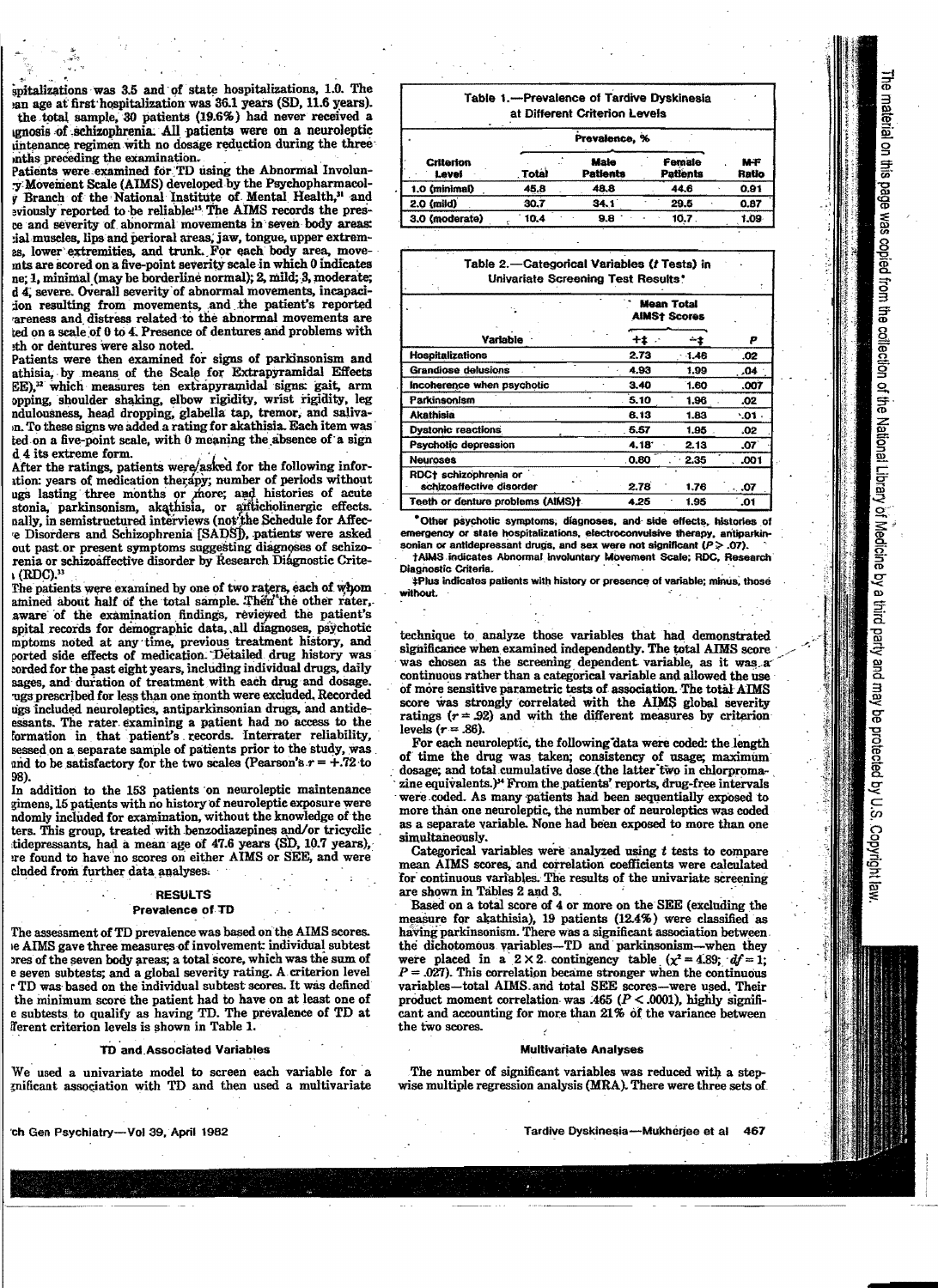spitalizations was 3.5 and of state hospitalizations, 1.0. The ean age at first hospitalization was 36.1 years (SD, 11.6 years). the total sample, 30 patients (19.6%) had never received a agnosis of schizophrenia. All patients were on a neuroleptic aintenance regimen with no dosage reduction during the three onths preceding the examination.

Patients were examined for TD using the Abnormal Involuntary Movement Scale (AIMS) developed by the Psychopharmacology Branch of the National Institute of Mental Health,[31] and eviously reported to be reliable.[15] The AIMS records the presence and severity of abnormal movements in seven body areas: cial muscles, lips and perioral areas, jaw, tongue, upper extremes, lower extremities, and trunk. For each body area, movements are scored on a five-point severity scale in which 0 indicates ne; 1, minimal (may be borderline normal); 2, mild; 3, moderate; d 4, severe. Overall severity of abnormal movements, incapacition resulting from movements, and the patient's reported areness and distress related to the abnormal movements are ted on a scale of 0 to 4. Presence of dentures and problems with eth or dentures were also noted.

Patients were then examined for signs of parkinsonism and athisia, by means of the Scale for Extrapyramidal Effects EE),[32] which measures ten extrapyramidal signs: gait, arm opping, shoulder shaking, elbow rigidity, wrist rigidity, leg ndulousness, head dropping, glabella tap, tremor, and salivan. To these signs we added a rating for akathisia. Each item was ted on a five-point scale, with 0 meaning the absence of a sign d 4 its extreme form.

After the ratings, patients were asked for the following information: years of medication therapy; number of periods without ugs lasting three months or more; and histories of acute stonia, parkinsonism, akathisia, or anticholinergic effects. nally, in semistructured interviews (not the Schedule for Affece Disorders and Schizophrenia [SADS]), patients were asked out past or present symptoms suggesting diagnoses of schizorenia or schizoaffective disorder by Research Diagnostic Crite(RDC).[33]

The patients were examined by one of two raters, each of whom amined about half of the total sample. Then the other rater, aware of the examination findings, reviewed the patient's spital records for demographic data, all diagnoses, psychotic mptoms noted at any time, previous treatment history, and ported side effects of medication. Detailed drug history was corded for the past eight years, including individual drugs, daily sages, and duration of treatment with each drug and dosage. ugs prescribed for less than one month were excluded. Recorded ugs included neuroleptics, antiparkinsonian drugs, and antidessants. The rater examining a patient had no access to the formation in that patient's records. Interrater reliability, sessed on a separate sample of patients prior to the study, was und to be satisfactory for the two scales (Pearson's $r = +.72$ to 98).

In addition to the 153 patients on neuroleptic maintenance gimens, 15 patients with no history of neuroleptic exposure were ndomly included for examination, without the knowledge of the ters. This group, treated with benzodiazepines and/or tricyclic tidepressants, had a mean age of 47.6 years (SD, 10.7 years), ere found to have no scores on either AIMS or SEE, and were cluded from further data analyses.

## RESULTS

### Prevalence of TD

The assessment of TD prevalence was based on the AIMS scores. e AIMS gave three measures of involvement: individual subtest ores of the seven body areas; a total score, which was the sum of e seven subtests; and a global severity rating. A criterion level r TD was based on the individual subtest scores. It was defined the minimum score the patient had to have on at least one of e subtests to qualify as having TD. The prevalence of TD at fferent criterion levels is shown in Table 1.

### TD and Associated Variables

We used a univariate model to screen each variable for a gnificant association with TD and then used a multivariate technique to analyze those variables that had demonstrated significance when examined independently. The total AIMS score was chosen as the screening dependent variable, as it was a continuous rather than a categorical variable and allowed the use of more sensitive parametric tests of association. The total AIMS score was strongly correlated with the AIMS global severity ratings ($r = .92$) and with the different measures by criterion levels ($r = .86$).

**Table 1.—Prevalence of Tardive Dyskinesia at Different Criterion Levels**

| Criterion Level | Prevalence, % Total | Male Patients | Female Patients | M-F Ratio |
|---|---|---|---|---|
| 1.0 (minimal) | 45.8 | 48.8 | 44.6 | 0.91 |
| 2.0 (mild) | 30.7 | 34.1 | 29.5 | 0.87 |
| 3.0 (moderate) | 10.4 | 9.8 | 10.7 | 1.09 |

**Table 2.—Categorical Variables (*t* Tests) in Univariate Screening Test Results***

| Variable | Mean Total AIMS† Scores +‡ | −‡ | *P* |
|---|---|---|---|
| Hospitalizations | 2.73 | 1.46 | .02 |
| Grandiose delusions | 4.93 | 1.99 | .04 |
| Incoherence when psychotic | 3.40 | 1.60 | .007 |
| Parkinsonism | 5.10 | 1.96 | .02 |
| Akathisia | 6.13 | 1.83 | .01 |
| Dystonic reactions | 5.57 | 1.95 | .02 |
| Psychotic depression | 4.18 | 2.13 | .07 |
| Neuroses | 0.80 | 2.35 | .001 |
| RDC† schizophrenia or schizoaffective disorder | 2.78 | 1.76 | .07 |
| Teeth or denture problems (AIMS)† | 4.25 | 1.95 | .01 |

*Other psychotic symptoms, diagnoses, and side effects, histories of emergency or state hospitalizations, electroconvulsive therapy, antiparkinsonian or antidepressant drugs, and sex were not significant ($P > .07$).

†AIMS indicates Abnormal Involuntary Movement Scale; RDC, Research Diagnostic Criteria.

‡Plus indicates patients with history or presence of variable; minus, those without.

For each neuroleptic, the following data were coded: the length of time the drug was taken; consistency of usage; maximum dosage; and total cumulative dose (the latter two in chlorpromazine equivalents.)[34] From the patients' reports, drug-free intervals were coded. As many patients had been sequentially exposed to more than one neuroleptic, the number of neuroleptics was coded as a separate variable. None had been exposed to more than one simultaneously.

Categorical variables were analyzed using *t* tests to compare mean AIMS scores, and correlation coefficients were calculated for continuous variables. The results of the univariate screening are shown in Tables 2 and 3.

Based on a total score of 4 or more on the SEE (excluding the measure for akathisia), 19 patients (12.4%) were classified as having parkinsonism. There was a significant association between the dichotomous variables—TD and parkinsonism—when they were placed in a $2 \times 2$ contingency table ($\chi^2 = 4.89$; $df = 1$; $P = .027$). This correlation became stronger when the continuous variables—total AIMS and total SEE scores—were used. Their product moment correlation was .465 ($P < .0001$), highly significant and accounting for more than 21% of the variance between the two scores.

### Multivariate Analyses

The number of significant variables was reduced with a stepwise multiple regression analysis (MRA). There were three sets of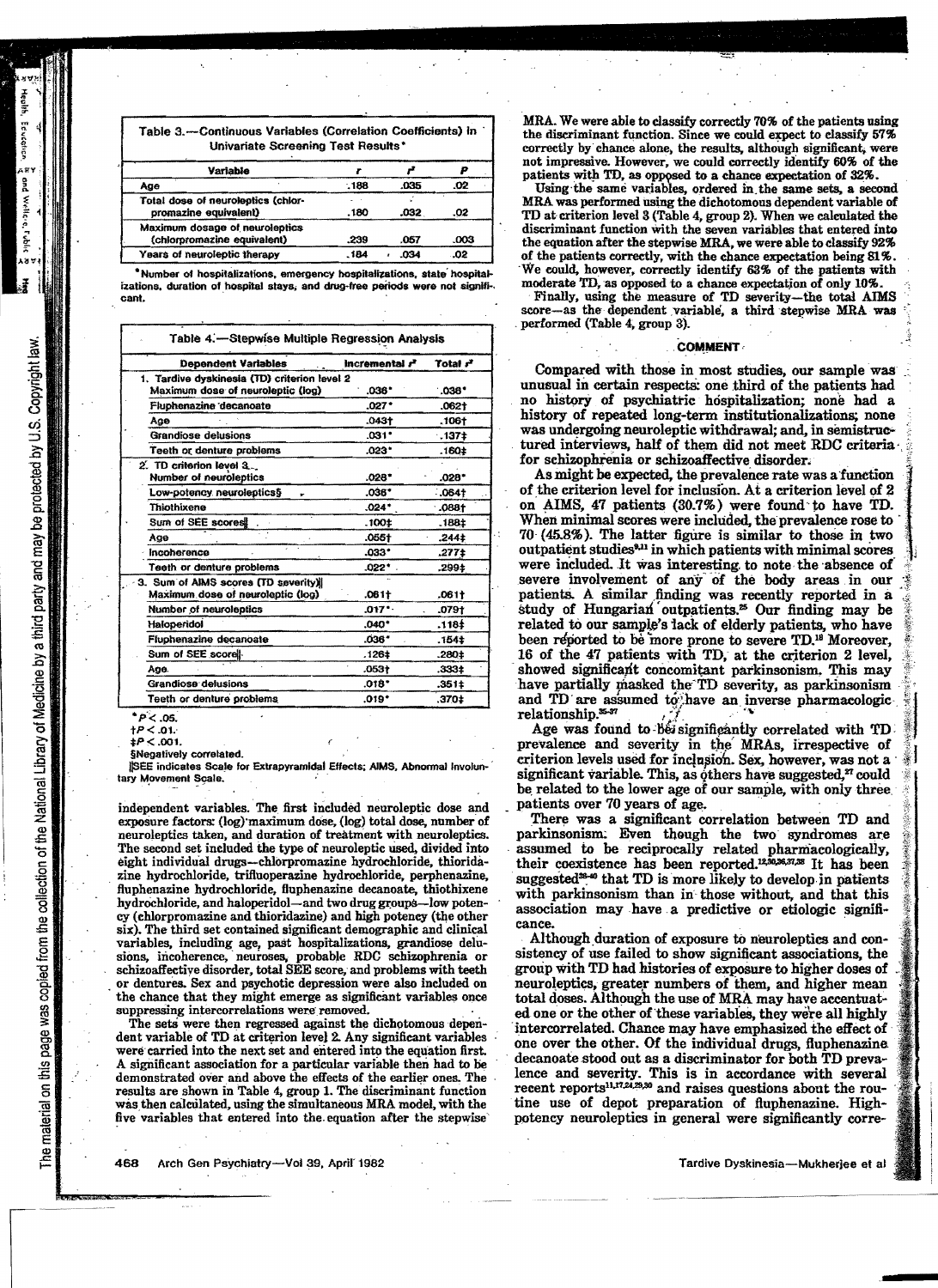Table 3.—Continuous Variables (Correlation Coefficients) in Univariate Screening Test Results*

| Variable | r | r² | P |
|---|---|---|---|
| Age | .188 | .035 | .02 |
| Total dose of neuroleptics (chlorpromazine equivalent) | .180 | .032 | .02 |
| Maximum dosage of neuroleptics (chlorpromazine equivalent) | .239 | .057 | .003 |
| Years of neuroleptic therapy | .184 | .034 | .02 |

*Number of hospitalizations, emergency hospitalizations, state hospitalizations, duration of hospital stays, and drug-free periods were not significant.

Table 4.—Stepwise Multiple Regression Analysis

| Dependent Variables | Incremental r² | Total r² |
|---|---|---|
| 1. Tardive dyskinesia (TD) criterion level 2 | | |
| Maximum dose of neuroleptic (log) | .036* | .036* |
| Fluphenazine decanoate | .027* | .062† |
| Age | .043† | .106† |
| Grandiose delusions | .031* | .137‡ |
| Teeth or denture problems | .023* | .160‡ |
| 2. TD criterion level 3 | | |
| Number of neuroleptics | .028* | .028* |
| Low-potency neuroleptics§ | .036* | .064† |
| Thiothixene | .024* | .088† |
| Sum of SEE scores‖ | .100‡ | .188‡ |
| Age | .055† | .244‡ |
| Incoherence | .033* | .277‡ |
| Teeth or denture problems | .022* | .299‡ |
| 3. Sum of AIMS scores (TD severity)‖ | | |
| Maximum dose of neuroleptic (log) | .061† | .061† |
| Number of neuroleptics | .017* | .079† |
| Haloperidol | .040* | .118‡ |
| Fluphenazine decanoate | .036* | .154‡ |
| Sum of SEE score‖ | .126‡ | .280‡ |
| Age | .053† | .333‡ |
| Grandiose delusions | .018* | .351‡ |
| Teeth or denture problems | .019* | .370‡ |

*$P < .05$.
†$P < .01$.
‡$P < .001$.
§Negatively correlated.
‖SEE indicates Scale for Extrapyramidal Effects; AIMS, Abnormal Involuntary Movement Scale.

independent variables. The first included neuroleptic dose and exposure factors: (log) maximum dose, (log) total dose, number of neuroleptics taken, and duration of treatment with neuroleptics. The second set included the type of neuroleptic used, divided into eight individual drugs—chlorpromazine hydrochloride, thioridazine hydrochloride, trifluoperazine hydrochloride, perphenazine, fluphenazine hydrochloride, fluphenazine decanoate, thiothixene hydrochloride, and haloperidol—and two drug groups—low potency (chlorpromazine and thioridazine) and high potency (the other six). The third set contained significant demographic and clinical variables, including age, past hospitalizations, grandiose delusions, incoherence, neuroses, probable RDC schizophrenia or schizoaffective disorder, total SEE score, and problems with teeth or dentures. Sex and psychotic depression were also included on the chance that they might emerge as significant variables once suppressing intercorrelations were removed.

The sets were then regressed against the dichotomous dependent variable of TD at criterion level 2. Any significant variables were carried into the next set and entered into the equation first. A significant association for a particular variable then had to be demonstrated over and above the effects of the earlier ones. The results are shown in Table 4, group 1. The discriminant function was then calculated, using the simultaneous MRA model, with the five variables that entered into the equation after the stepwise MRA. We were able to classify correctly 70% of the patients using the discriminant function. Since we could expect to classify 57% correctly by chance alone, the results, although significant, were not impressive. However, we could correctly identify 60% of the patients with TD, as opposed to a chance expectation of 32%.

Using the same variables, ordered in the same sets, a second MRA was performed using the dichotomous dependent variable of TD at criterion level 3 (Table 4, group 2). When we calculated the discriminant function with the seven variables that entered into the equation after the stepwise MRA, we were able to classify 92% of the patients correctly, with the chance expectation being 81%. We could, however, correctly identify 63% of the patients with moderate TD, as opposed to a chance expectation of only 10%.

Finally, using the measure of TD severity—the total AIMS score—as the dependent variable, a third stepwise MRA was performed (Table 4, group 3).

## COMMENT

Compared with those in most studies, our sample was unusual in certain respects: one third of the patients had no history of psychiatric hospitalization; none had a history of repeated long-term institutionalizations; none was undergoing neuroleptic withdrawal; and, in semistructured interviews, half of them did not meet RDC criteria for schizophrenia or schizoaffective disorder.

As might be expected, the prevalence rate was a function of the criterion level for inclusion. At a criterion level of 2 on AIMS, 47 patients (30.7%) were found to have TD. When minimal scores were included, the prevalence rose to 70 (45.8%). The latter figure is similar to those in two outpatient studies[9,11] in which patients with minimal scores were included. It was interesting to note the absence of severe involvement of any of the body areas in our patients. A similar finding was recently reported in a study of Hungarian outpatients.[25] Our finding may be related to our sample's lack of elderly patients, who have been reported to be more prone to severe TD.[18] Moreover, 16 of the 47 patients with TD, at the criterion 2 level, showed significant concomitant parkinsonism. This may have partially masked the TD severity, as parkinsonism and TD are assumed to have an inverse pharmacologic relationship.[35-37]

Age was found to be significantly correlated with TD prevalence and severity in the MRAs, irrespective of criterion levels used for inclusion. Sex, however, was not a significant variable. This, as others have suggested,[27] could be related to the lower age of our sample, with only three patients over 70 years of age.

There was a significant correlation between TD and parkinsonism. Even though the two syndromes are assumed to be reciprocally related pharmacologically, their coexistence has been reported.[12,30,36,37,38] It has been suggested[38-40] that TD is more likely to develop in patients with parkinsonism than in those without, and that this association may have a predictive or etiologic significance.

Although duration of exposure to neuroleptics and consistency of use failed to show significant associations, the group with TD had histories of exposure to higher doses of neuroleptics, greater numbers of them, and higher mean total doses. Although the use of MRA may have accentuated one or the other of these variables, they were all highly intercorrelated. Chance may have emphasized the effect of one over the other. Of the individual drugs, fluphenazine decanoate stood out as a discriminator for both TD prevalence and severity. This is in accordance with several recent reports[11,17,24,29,30] and raises questions about the routine use of depot preparation of fluphenazine. High-potency neuroleptics in general were significantly corre-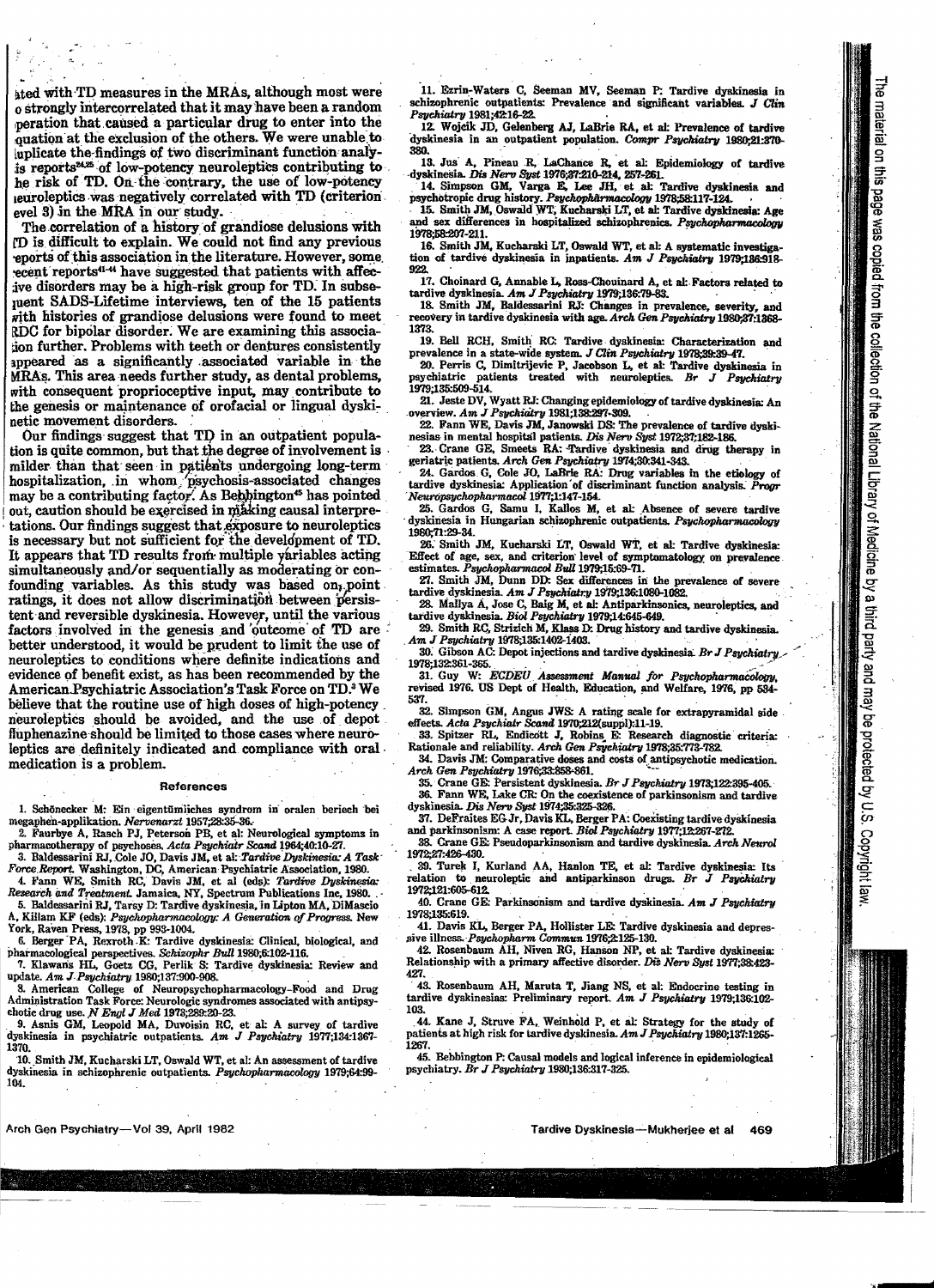ated with TD measures in the MRAs, although most were so strongly intercorrelated that it may have been a random operation that caused a particular drug to enter into the equation at the exclusion of the others. We were unable to duplicate the findings of two discriminant function analysis reports[24,25] of low-potency neuroleptics contributing to the risk of TD. On the contrary, the use of low-potency neuroleptics was negatively correlated with TD (criterion level 3) in the MRA in our study.

The correlation of a history of grandiose delusions with TD is difficult to explain. We could not find any previous reports of this association in the literature. However, some recent reports[41-44] have suggested that patients with affective disorders may be a high-risk group for TD. In subsequent SADS-Lifetime interviews, ten of the 15 patients with histories of grandiose delusions were found to meet RDC for bipolar disorder. We are examining this association further. Problems with teeth or dentures consistently appeared as a significantly associated variable in the MRAs. This area needs further study, as dental problems, with consequent proprioceptive input, may contribute to the genesis or maintenance of orofacial or lingual dyskinetic movement disorders.

Our findings suggest that TD in an outpatient population is quite common, but that the degree of involvement is milder than that seen in patients undergoing long-term hospitalization, in whom psychosis-associated changes may be a contributing factor. As Bebbington[45] has pointed out, caution should be exercised in making causal interpretations. Our findings suggest that exposure to neuroleptics is necessary but not sufficient for the development of TD. It appears that TD results from multiple variables acting simultaneously and/or sequentially as moderating or confounding variables. As this study was based on point ratings, it does not allow discrimination between persistent and reversible dyskinesia. However, until the various factors involved in the genesis and outcome of TD are better understood, it would be prudent to limit the use of neuroleptics to conditions where definite indications and evidence of benefit exist, as has been recommended by the American Psychiatric Association's Task Force on TD.[3] We believe that the routine use of high doses of high-potency neuroleptics should be avoided, and the use of depot fluphenazine should be limited to those cases where neuroleptics are definitely indicated and compliance with oral medication is a problem.

## References

1. Schönecker M: Ein eigentümliches syndrom in oralen beriech bei megaphen-applikation. *Nervenarzt* 1957;28:35-36.
2. Faurbye A, Rasch PJ, Peterson PB, et al: Neurological symptoms in pharmacotherapy of psychoses. *Acta Psychiatr Scand* 1964;40:10-27.
3. Baldessarini RJ, Cole JO, Davis JM, et al: *Tardive Dyskinesia: A Task Force Report.* Washington, DC, American Psychiatric Association, 1980.
4. Fann WE, Smith RC, Davis JM, et al (eds): *Tardive Dyskinesia: Research and Treatment.* Jamaica, NY, Spectrum Publications Inc, 1980.
5. Baldessarini RJ, Tarsy D: Tardive dyskinesia, in Lipton MA, DiMascio A, Killam KF (eds): *Psychopharmacology: A Generation of Progress.* New York, Raven Press, 1978, pp 993-1004.
6. Berger PA, Rexroth K: Tardive dyskinesia: Clinical, biological, and pharmacological perspectives. *Schizophr Bull* 1980;6:102-116.
7. Klawans HL, Goetz CG, Perlik S: Tardive dyskinesia: Review and update. *Am J Psychiatry* 1980;137:900-908.
8. American College of Neuropsychopharmacology–Food and Drug Administration Task Force: Neurologic syndromes associated with antipsychotic drug use. *N Engl J Med* 1973;289:20-23.
9. Asnis GM, Leopold MA, Duvoisin RC, et al: A survey of tardive dyskinesia in psychiatric outpatients. *Am J Psychiatry* 1977;134:1367-1370.
10. Smith JM, Kucharski LT, Oswald WT, et al: An assessment of tardive dyskinesia in schizophrenic outpatients. *Psychopharmacology* 1979;64:99-104.
11. Ezrin-Waters C, Seeman MV, Seeman P: Tardive dyskinesia in schizophrenic outpatients: Prevalence and significant variables. *J Clin Psychiatry* 1981;42:16-22.
12. Wojcik JD, Gelenberg AJ, LaBrie RA, et al: Prevalence of tardive dyskinesia in an outpatient population. *Compr Psychiatry* 1980;21:370-380.
13. Jus A, Pineau R, LaChance R, et al: Epidemiology of tardive dyskinesia. *Dis Nerv Syst* 1976;37:210-214, 257-261.
14. Simpson GM, Varga E, Lee JH, et al: Tardive dyskinesia and psychotropic drug history. *Psychopharmacology* 1978;58:117-124.
15. Smith JM, Oswald WT, Kucharski LT, et al: Tardive dyskinesia: Age and sex differences in hospitalized schizophrenics. *Psychopharmacology* 1978;58:207-211.
16. Smith JM, Kucharski LT, Oswald WT, et al: A systematic investigation of tardive dyskinesia in inpatients. *Am J Psychiatry* 1979;136:918-922.
17. Choinard G, Annable L, Ross-Chouinard A, et al: Factors related to tardive dyskinesia. *Am J Psychiatry* 1979;136:79-83.
18. Smith JM, Baldessarini RJ: Changes in prevalence, severity, and recovery in tardive dyskinesia with age. *Arch Gen Psychiatry* 1980;37:1368-1373.
19. Bell RCH, Smith RC: Tardive dyskinesia: Characterization and prevalence in a state-wide system. *J Clin Psychiatry* 1978;39:39-47.
20. Perris C, Dimitrijevic P, Jacobson L, et al: Tardive dyskinesia in psychiatric patients treated with neuroleptics. *Br J Psychiatry* 1979;135:509-514.
21. Jeste DV, Wyatt RJ: Changing epidemiology of tardive dyskinesia: An overview. *Am J Psychiatry* 1981;138:297-309.
22. Fann WE, Davis JM, Janowski DS: The prevalence of tardive dyskinesias in mental hospital patients. *Dis Nerv Syst* 1972;37:182-186.
23. Crane GE, Smeets RA: Tardive dyskinesia and drug therapy in geriatric patients. *Arch Gen Psychiatry* 1974;30:341-343.
24. Gardos G, Cole JO, LaBrie RA: Drug variables in the etiology of tardive dyskinesia: Application of discriminant function analysis. *Progr Neuropsychopharmacol* 1977;1:147-154.
25. Gardos G, Samu I, Kallos M, et al: Absence of severe tardive dyskinesia in Hungarian schizophrenic outpatients. *Psychopharmacology* 1980;71:29-34.
26. Smith JM, Kucharski LT, Oswald WT, et al: Tardive dyskinesia: Effect of age, sex, and criterion level of symptomatology on prevalence estimates. *Psychopharmacol Bull* 1979;15:69-71.
27. Smith JM, Dunn DD: Sex differences in the prevalence of severe tardive dyskinesia. *Am J Psychiatry* 1979;136:1080-1082.
28. Mallya A, Jose C, Baig M, et al: Antiparkinsonics, neuroleptics, and tardive dyskinesia. *Biol Psychiatry* 1979;14:645-649.
29. Smith RC, Strizich M, Klass D: Drug history and tardive dyskinesia. *Am J Psychiatry* 1978;135:1402-1403.
30. Gibson AC: Depot injections and tardive dyskinesia. *Br J Psychiatry* 1978;132:361-365.
31. Guy W: *ECDEU Assessment Manual for Psychopharmacology,* revised 1976. US Dept of Health, Education, and Welfare, 1976, pp 534-537.
32. Simpson GM, Angus JWS: A rating scale for extrapyramidal side effects. *Acta Psychiatr Scand* 1970;212(suppl):11-19.
33. Spitzer RL, Endicott J, Robins E: Research diagnostic criteria: Rationale and reliability. *Arch Gen Psychiatry* 1978;35:773-782.
34. Davis JM: Comparative doses and costs of antipsychotic medication. *Arch Gen Psychiatry* 1976;33:858-861.
35. Crane GE: Persistent dyskinesia. *Br J Psychiatry* 1973;122:395-405.
36. Fann WE, Lake CR: On the coexistence of parkinsonism and tardive dyskinesia. *Dis Nerv Syst* 1974;35:325-326.
37. DeFraites EG Jr, Davis KL, Berger PA: Coexisting tardive dyskinesia and parkinsonism: A case report. *Biol Psychiatry* 1977;12:267-272.
38. Crane GE: Pseudoparkinsonism and tardive dyskinesia. *Arch Neurol* 1972;27:426-430.
39. Turek I, Kurland AA, Hanlon TE, et al: Tardive dyskinesia: Its relation to neuroleptic and antiparkinson drugs. *Br J Psychiatry* 1972;121:605-612.
40. Crane GE: Parkinsonism and tardive dyskinesia. *Am J Psychiatry* 1978;135:619.
41. Davis KL, Berger PA, Hollister LE: Tardive dyskinesia and depressive illness. *Psychopharm Commun* 1976;2:125-130.
42. Rosenbaum AH, Niven RG, Hanson NP, et al: Tardive dyskinesia: Relationship with a primary affective disorder. *Dis Nerv Syst* 1977;38:423-427.
43. Rosenbaum AH, Maruta T, Jiang NS, et al: Endocrine testing in tardive dyskinesias: Preliminary report. *Am J Psychiatry* 1979;136:102-103.
44. Kane J, Struve FA, Weinhold P, et al: Strategy for the study of patients at high risk for tardive dyskinesia. *Am J Psychiatry* 1980;137:1265-1267.
45. Bebbington P: Causal models and logical inference in epidemiological psychiatry. *Br J Psychiatry* 1980;136:317-325.